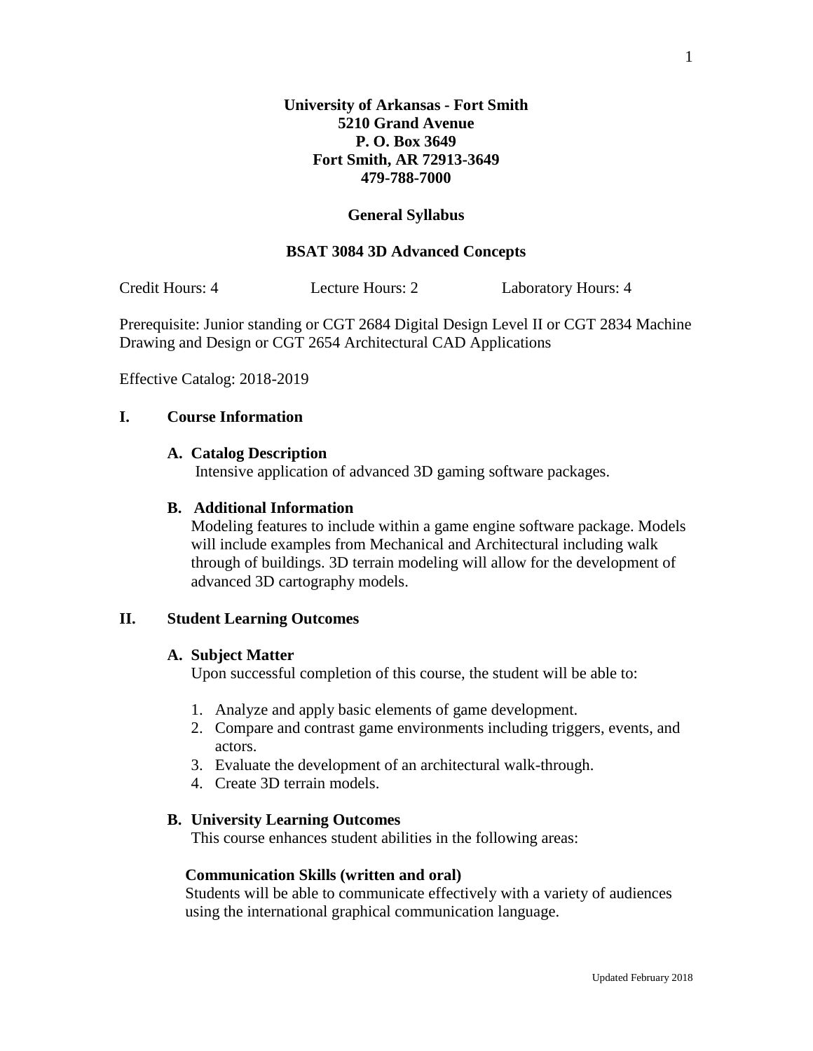**University of Arkansas - Fort Smith**
**5210 Grand Avenue**
**P. O. Box 3649**
**Fort Smith, AR 72913-3649**
**479-788-7000**

# General Syllabus

## BSAT 3084 3D Advanced Concepts

Credit Hours: 4    Lecture Hours: 2    Laboratory Hours: 4

Prerequisite: Junior standing or CGT 2684 Digital Design Level II or CGT 2834 Machine Drawing and Design or CGT 2654 Architectural CAD Applications

Effective Catalog: 2018-2019

## I. Course Information

### A. Catalog Description

Intensive application of advanced 3D gaming software packages.

### B. Additional Information

Modeling features to include within a game engine software package. Models will include examples from Mechanical and Architectural including walk through of buildings. 3D terrain modeling will allow for the development of advanced 3D cartography models.

## II. Student Learning Outcomes

### A. Subject Matter

Upon successful completion of this course, the student will be able to:

1. Analyze and apply basic elements of game development.
2. Compare and contrast game environments including triggers, events, and actors.
3. Evaluate the development of an architectural walk-through.
4. Create 3D terrain models.

### B. University Learning Outcomes

This course enhances student abilities in the following areas:

**Communication Skills (written and oral)**
Students will be able to communicate effectively with a variety of audiences using the international graphical communication language.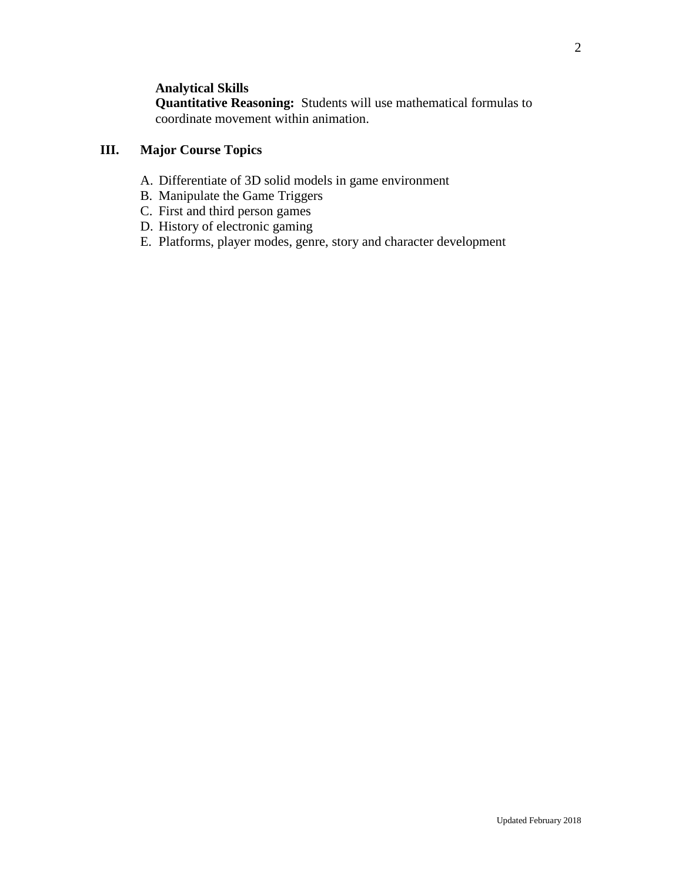**Analytical Skills**
**Quantitative Reasoning:** Students will use mathematical formulas to coordinate movement within animation.

## III. Major Course Topics

A. Differentiate of 3D solid models in game environment
B. Manipulate the Game Triggers
C. First and third person games
D. History of electronic gaming
E. Platforms, player modes, genre, story and character development

Updated February 2018